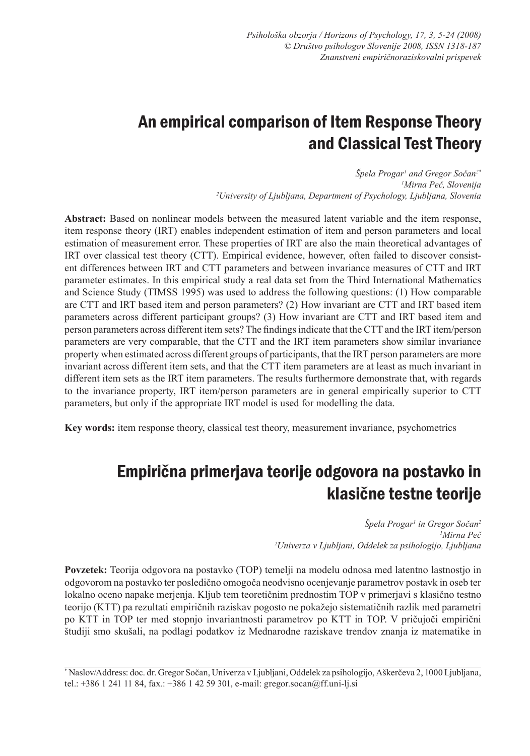# An empirical comparison of Item Response Theory and Classical Test Theory

*Špela Progar[1] and Gregor Sočan[2*]*
*[1]Mirna Peč, Slovenija*
*[2]University of Ljubljana, Department of Psychology, Ljubljana, Slovenia*

**Abstract:** Based on nonlinear models between the measured latent variable and the item response, item response theory (IRT) enables independent estimation of item and person parameters and local estimation of measurement error. These properties of IRT are also the main theoretical advantages of IRT over classical test theory (CTT). Empirical evidence, however, often failed to discover consistent differences between IRT and CTT parameters and between invariance measures of CTT and IRT parameter estimates. In this empirical study a real data set from the Third International Mathematics and Science Study (TIMSS 1995) was used to address the following questions: (1) How comparable are CTT and IRT based item and person parameters? (2) How invariant are CTT and IRT based item parameters across different participant groups? (3) How invariant are CTT and IRT based item and person parameters across different item sets? The findings indicate that the CTT and the IRT item/person parameters are very comparable, that the CTT and the IRT item parameters show similar invariance property when estimated across different groups of participants, that the IRT person parameters are more invariant across different item sets, and that the CTT item parameters are at least as much invariant in different item sets as the IRT item parameters. The results furthermore demonstrate that, with regards to the invariance property, IRT item/person parameters are in general empirically superior to CTT parameters, but only if the appropriate IRT model is used for modelling the data.

**Key words:** item response theory, classical test theory, measurement invariance, psychometrics

# Empirična primerjava teorije odgovora na postavko in klasične testne teorije

*Špela Progar[1] in Gregor Sočan[2]*
*[1]Mirna Peč*
*[2]Univerza v Ljubljani, Oddelek za psihologijo, Ljubljana*

**Povzetek:** Teorija odgovora na postavko (TOP) temelji na modelu odnosa med latentno lastnostjo in odgovorom na postavko ter posledično omogoča neodvisno ocenjevanje parametrov postavk in oseb ter lokalno oceno napake merjenja. Kljub tem teoretičnim prednostim TOP v primerjavi s klasično testno teorijo (KTT) pa rezultati empiričnih raziskav pogosto ne pokažejo sistematičnih razlik med parametri po KTT in TOP ter med stopnjo invariantnosti parametrov po KTT in TOP. V pričujoči empirični študiji smo skušali, na podlagi podatkov iz Mednarodne raziskave trendov znanja iz matematike in

[*] Naslov/Address: doc. dr. Gregor Sočan, Univerza v Ljubljani, Oddelek za psihologijo, Aškerčeva 2, 1000 Ljubljana, tel.: +386 1 241 11 84, fax.: +386 1 42 59 301, e-mail: gregor.socan@ff.uni-lj.si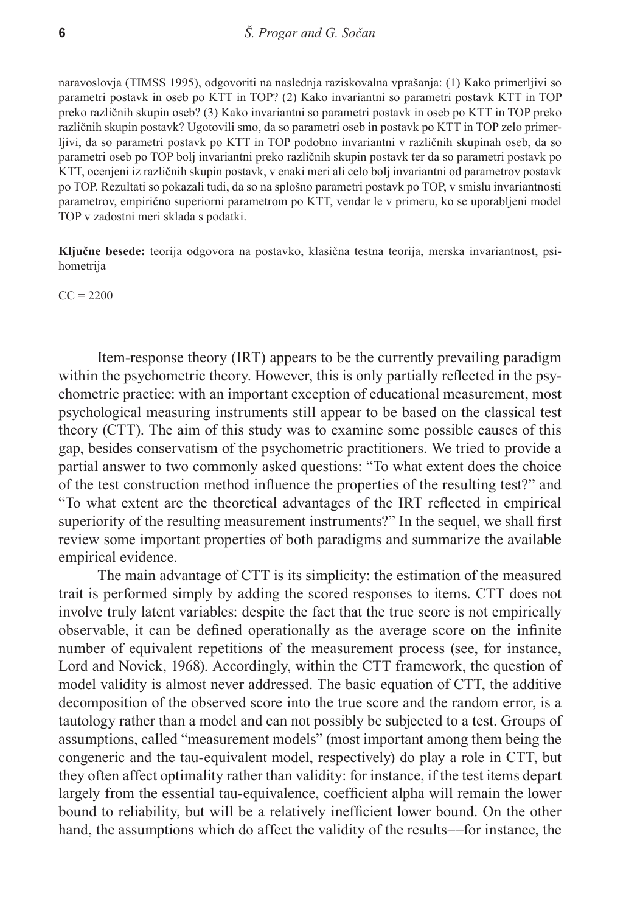naravoslovja (TIMSS 1995), odgovoriti na naslednja raziskovalna vprašanja: (1) Kako primerljivi so parametri postavk in oseb po KTT in TOP? (2) Kako invariantni so parametri postavk KTT in TOP preko različnih skupin oseb? (3) Kako invariantni so parametri postavk in oseb po KTT in TOP preko različnih skupin postavk? Ugotovili smo, da so parametri oseb in postavk po KTT in TOP zelo primerljivi, da so parametri postavk po KTT in TOP podobno invariantni v različnih skupinah oseb, da so parametri oseb po TOP bolj invariantni preko različnih skupin postavk ter da so parametri postavk po KTT, ocenjeni iz različnih skupin postavk, v enaki meri ali celo bolj invariantni od parametrov postavk po TOP. Rezultati so pokazali tudi, da so na splošno parametri postavk po TOP, v smislu invariantnosti parametrov, empirično superiorni parametrom po KTT, vendar le v primeru, ko se uporabljeni model TOP v zadostni meri sklada s podatki.

**Ključne besede:** teorija odgovora na postavko, klasična testna teorija, merska invariantnost, psihometrija

CC = 2200

Item-response theory (IRT) appears to be the currently prevailing paradigm within the psychometric theory. However, this is only partially reflected in the psychometric practice: with an important exception of educational measurement, most psychological measuring instruments still appear to be based on the classical test theory (CTT). The aim of this study was to examine some possible causes of this gap, besides conservatism of the psychometric practitioners. We tried to provide a partial answer to two commonly asked questions: "To what extent does the choice of the test construction method influence the properties of the resulting test?" and "To what extent are the theoretical advantages of the IRT reflected in empirical superiority of the resulting measurement instruments?" In the sequel, we shall first review some important properties of both paradigms and summarize the available empirical evidence.

The main advantage of CTT is its simplicity: the estimation of the measured trait is performed simply by adding the scored responses to items. CTT does not involve truly latent variables: despite the fact that the true score is not empirically observable, it can be defined operationally as the average score on the infinite number of equivalent repetitions of the measurement process (see, for instance, Lord and Novick, 1968). Accordingly, within the CTT framework, the question of model validity is almost never addressed. The basic equation of CTT, the additive decomposition of the observed score into the true score and the random error, is a tautology rather than a model and can not possibly be subjected to a test. Groups of assumptions, called "measurement models" (most important among them being the congeneric and the tau-equivalent model, respectively) do play a role in CTT, but they often affect optimality rather than validity: for instance, if the test items depart largely from the essential tau-equivalence, coefficient alpha will remain the lower bound to reliability, but will be a relatively inefficient lower bound. On the other hand, the assumptions which do affect the validity of the results––for instance, the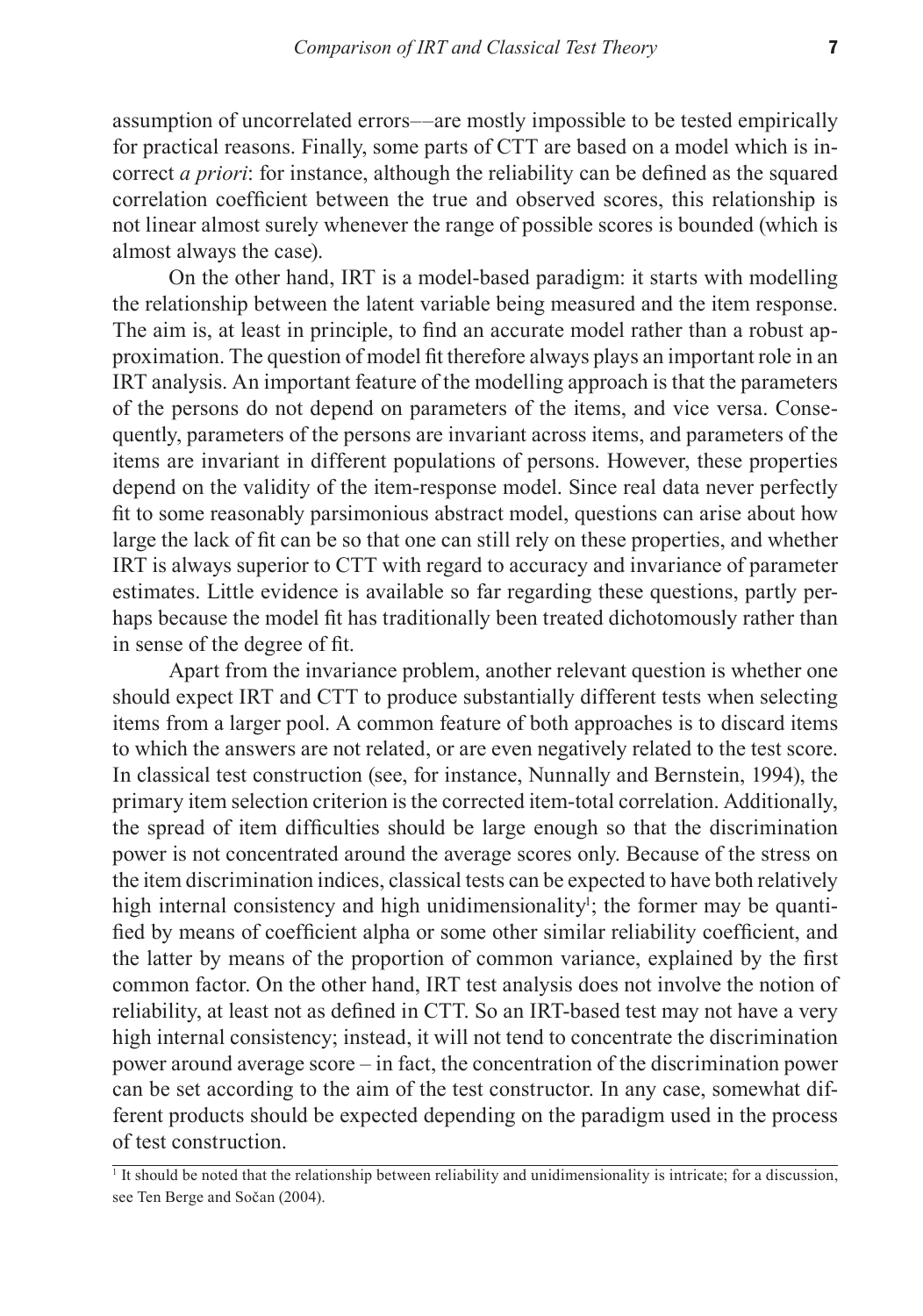assumption of uncorrelated errors––are mostly impossible to be tested empirically for practical reasons. Finally, some parts of CTT are based on a model which is incorrect *a priori*: for instance, although the reliability can be defined as the squared correlation coefficient between the true and observed scores, this relationship is not linear almost surely whenever the range of possible scores is bounded (which is almost always the case).

On the other hand, IRT is a model-based paradigm: it starts with modelling the relationship between the latent variable being measured and the item response. The aim is, at least in principle, to find an accurate model rather than a robust approximation. The question of model fit therefore always plays an important role in an IRT analysis. An important feature of the modelling approach is that the parameters of the persons do not depend on parameters of the items, and vice versa. Consequently, parameters of the persons are invariant across items, and parameters of the items are invariant in different populations of persons. However, these properties depend on the validity of the item-response model. Since real data never perfectly fit to some reasonably parsimonious abstract model, questions can arise about how large the lack of fit can be so that one can still rely on these properties, and whether IRT is always superior to CTT with regard to accuracy and invariance of parameter estimates. Little evidence is available so far regarding these questions, partly perhaps because the model fit has traditionally been treated dichotomously rather than in sense of the degree of fit.

Apart from the invariance problem, another relevant question is whether one should expect IRT and CTT to produce substantially different tests when selecting items from a larger pool. A common feature of both approaches is to discard items to which the answers are not related, or are even negatively related to the test score. In classical test construction (see, for instance, Nunnally and Bernstein, 1994), the primary item selection criterion is the corrected item-total correlation. Additionally, the spread of item difficulties should be large enough so that the discrimination power is not concentrated around the average scores only. Because of the stress on the item discrimination indices, classical tests can be expected to have both relatively high internal consistency and high unidimensionality[1]; the former may be quantified by means of coefficient alpha or some other similar reliability coefficient, and the latter by means of the proportion of common variance, explained by the first common factor. On the other hand, IRT test analysis does not involve the notion of reliability, at least not as defined in CTT. So an IRT-based test may not have a very high internal consistency; instead, it will not tend to concentrate the discrimination power around average score – in fact, the concentration of the discrimination power can be set according to the aim of the test constructor. In any case, somewhat different products should be expected depending on the paradigm used in the process of test construction.

[1] It should be noted that the relationship between reliability and unidimensionality is intricate; for a discussion, see Ten Berge and Sočan (2004).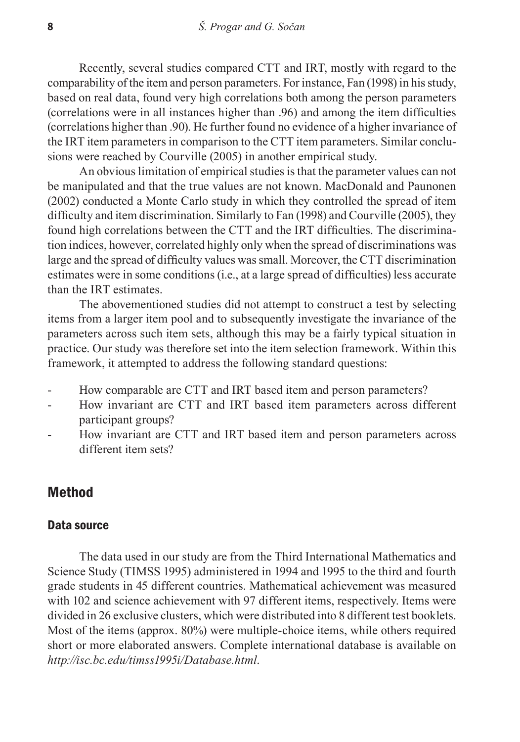Recently, several studies compared CTT and IRT, mostly with regard to the comparability of the item and person parameters. For instance, Fan (1998) in his study, based on real data, found very high correlations both among the person parameters (correlations were in all instances higher than .96) and among the item difficulties (correlations higher than .90). He further found no evidence of a higher invariance of the IRT item parameters in comparison to the CTT item parameters. Similar conclusions were reached by Courville (2005) in another empirical study.

An obvious limitation of empirical studies is that the parameter values can not be manipulated and that the true values are not known. MacDonald and Paunonen (2002) conducted a Monte Carlo study in which they controlled the spread of item difficulty and item discrimination. Similarly to Fan (1998) and Courville (2005), they found high correlations between the CTT and the IRT difficulties. The discrimination indices, however, correlated highly only when the spread of discriminations was large and the spread of difficulty values was small. Moreover, the CTT discrimination estimates were in some conditions (i.e., at a large spread of difficulties) less accurate than the IRT estimates.

The abovementioned studies did not attempt to construct a test by selecting items from a larger item pool and to subsequently investigate the invariance of the parameters across such item sets, although this may be a fairly typical situation in practice. Our study was therefore set into the item selection framework. Within this framework, it attempted to address the following standard questions:

- How comparable are CTT and IRT based item and person parameters?
- How invariant are CTT and IRT based item parameters across different participant groups?
- How invariant are CTT and IRT based item and person parameters across different item sets?

## Method

### Data source

The data used in our study are from the Third International Mathematics and Science Study (TIMSS 1995) administered in 1994 and 1995 to the third and fourth grade students in 45 different countries. Mathematical achievement was measured with 102 and science achievement with 97 different items, respectively. Items were divided in 26 exclusive clusters, which were distributed into 8 different test booklets. Most of the items (approx. 80%) were multiple-choice items, while others required short or more elaborated answers. Complete international database is available on *http://isc.bc.edu/timss1995i/Database.html*.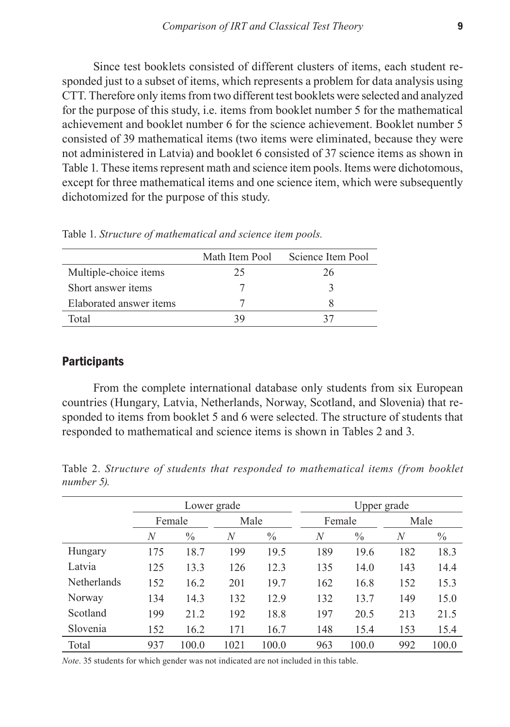Since test booklets consisted of different clusters of items, each student responded just to a subset of items, which represents a problem for data analysis using CTT. Therefore only items from two different test booklets were selected and analyzed for the purpose of this study, i.e. items from booklet number 5 for the mathematical achievement and booklet number 6 for the science achievement. Booklet number 5 consisted of 39 mathematical items (two items were eliminated, because they were not administered in Latvia) and booklet 6 consisted of 37 science items as shown in Table 1. These items represent math and science item pools. Items were dichotomous, except for three mathematical items and one science item, which were subsequently dichotomized for the purpose of this study.

Table 1. *Structure of mathematical and science item pools.*

| | Math Item Pool | Science Item Pool |
|---|---|---|
| Multiple-choice items | 25 | 26 |
| Short answer items | 7 | 3 |
| Elaborated answer items | 7 | 8 |
| Total | 39 | 37 |

## Participants

From the complete international database only students from six European countries (Hungary, Latvia, Netherlands, Norway, Scotland, and Slovenia) that responded to items from booklet 5 and 6 were selected. The structure of students that responded to mathematical and science items is shown in Tables 2 and 3.

Table 2. *Structure of students that responded to mathematical items (from booklet number 5).*

| | Lower grade | | | | Upper grade | | | |
|---|---|---|---|---|---|---|---|---|
| | Female | | Male | | Female | | Male | |
| | *N* | % | *N* | % | *N* | % | *N* | % |
| Hungary | 175 | 18.7 | 199 | 19.5 | 189 | 19.6 | 182 | 18.3 |
| Latvia | 125 | 13.3 | 126 | 12.3 | 135 | 14.0 | 143 | 14.4 |
| Netherlands | 152 | 16.2 | 201 | 19.7 | 162 | 16.8 | 152 | 15.3 |
| Norway | 134 | 14.3 | 132 | 12.9 | 132 | 13.7 | 149 | 15.0 |
| Scotland | 199 | 21.2 | 192 | 18.8 | 197 | 20.5 | 213 | 21.5 |
| Slovenia | 152 | 16.2 | 171 | 16.7 | 148 | 15.4 | 153 | 15.4 |
| Total | 937 | 100.0 | 1021 | 100.0 | 963 | 100.0 | 992 | 100.0 |

*Note*. 35 students for which gender was not indicated are not included in this table.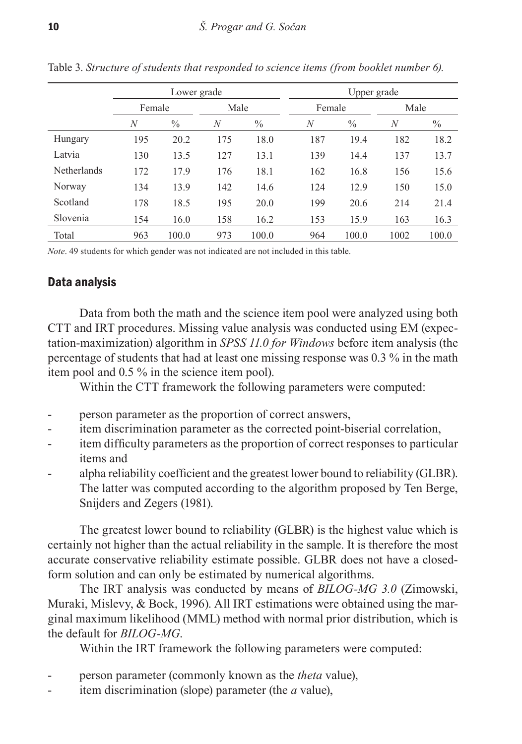Table 3. *Structure of students that responded to science items (from booklet number 6).*

| | Lower grade | | | | Upper grade | | | |
|---|---|---|---|---|---|---|---|---|
| | Female | | Male | | Female | | Male | |
| | *N* | % | *N* | % | *N* | % | *N* | % |
| Hungary | 195 | 20.2 | 175 | 18.0 | 187 | 19.4 | 182 | 18.2 |
| Latvia | 130 | 13.5 | 127 | 13.1 | 139 | 14.4 | 137 | 13.7 |
| Netherlands | 172 | 17.9 | 176 | 18.1 | 162 | 16.8 | 156 | 15.6 |
| Norway | 134 | 13.9 | 142 | 14.6 | 124 | 12.9 | 150 | 15.0 |
| Scotland | 178 | 18.5 | 195 | 20.0 | 199 | 20.6 | 214 | 21.4 |
| Slovenia | 154 | 16.0 | 158 | 16.2 | 153 | 15.9 | 163 | 16.3 |
| Total | 963 | 100.0 | 973 | 100.0 | 964 | 100.0 | 1002 | 100.0 |

*Note*. 49 students for which gender was not indicated are not included in this table.

## Data analysis

Data from both the math and the science item pool were analyzed using both CTT and IRT procedures. Missing value analysis was conducted using EM (expectation-maximization) algorithm in *SPSS 11.0 for Windows* before item analysis (the percentage of students that had at least one missing response was 0.3 % in the math item pool and 0.5 % in the science item pool).

Within the CTT framework the following parameters were computed:

- person parameter as the proportion of correct answers,
- item discrimination parameter as the corrected point-biserial correlation,
- item difficulty parameters as the proportion of correct responses to particular items and
- alpha reliability coefficient and the greatest lower bound to reliability (GLBR). The latter was computed according to the algorithm proposed by Ten Berge, Snijders and Zegers (1981).

The greatest lower bound to reliability (GLBR) is the highest value which is certainly not higher than the actual reliability in the sample. It is therefore the most accurate conservative reliability estimate possible. GLBR does not have a closed-form solution and can only be estimated by numerical algorithms.

The IRT analysis was conducted by means of *BILOG-MG 3.0* (Zimowski, Muraki, Mislevy, & Bock, 1996). All IRT estimations were obtained using the marginal maximum likelihood (MML) method with normal prior distribution, which is the default for *BILOG-MG*.

Within the IRT framework the following parameters were computed:

- person parameter (commonly known as the *theta* value),
- item discrimination (slope) parameter (the *a* value),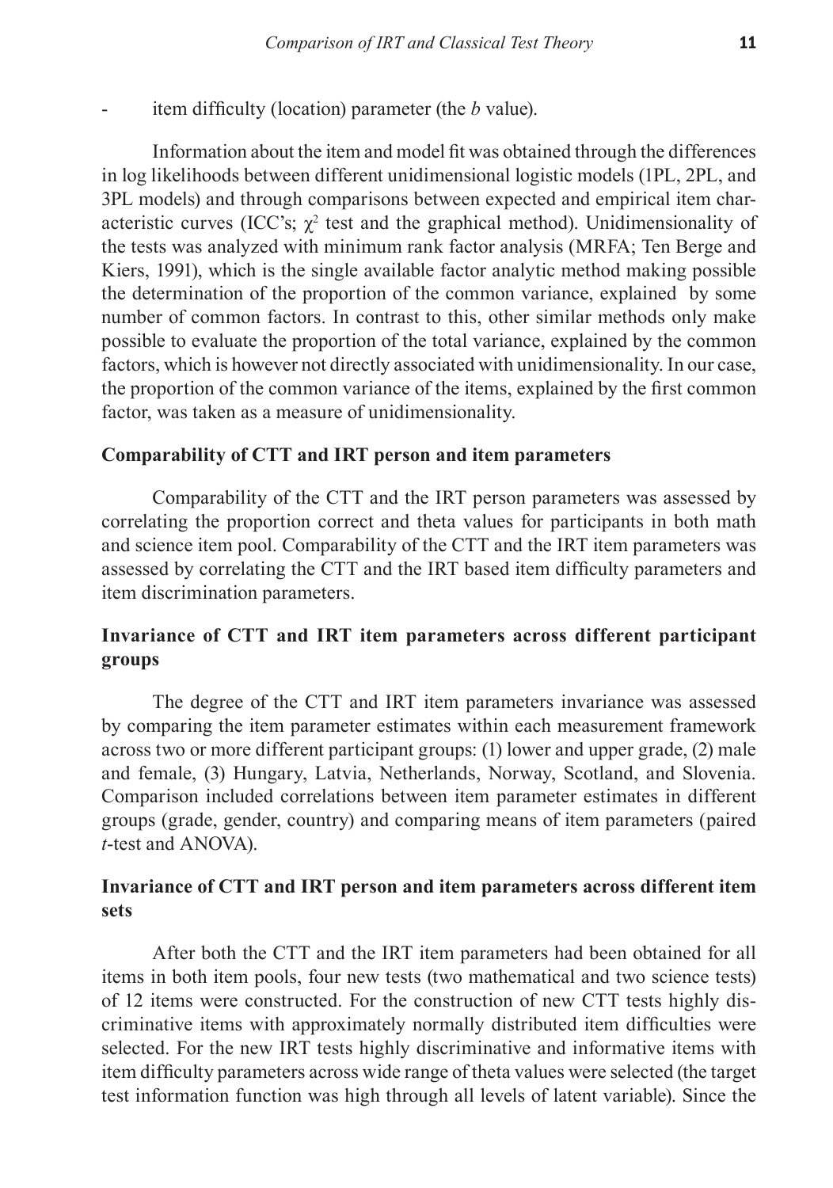- item difficulty (location) parameter (the *b* value).

Information about the item and model fit was obtained through the differences in log likelihoods between different unidimensional logistic models (1PL, 2PL, and 3PL models) and through comparisons between expected and empirical item characteristic curves (ICC's; $\chi^2$ test and the graphical method). Unidimensionality of the tests was analyzed with minimum rank factor analysis (MRFA; Ten Berge and Kiers, 1991), which is the single available factor analytic method making possible the determination of the proportion of the common variance, explained by some number of common factors. In contrast to this, other similar methods only make possible to evaluate the proportion of the total variance, explained by the common factors, which is however not directly associated with unidimensionality. In our case, the proportion of the common variance of the items, explained by the first common factor, was taken as a measure of unidimensionality.

**Comparability of CTT and IRT person and item parameters**

Comparability of the CTT and the IRT person parameters was assessed by correlating the proportion correct and theta values for participants in both math and science item pool. Comparability of the CTT and the IRT item parameters was assessed by correlating the CTT and the IRT based item difficulty parameters and item discrimination parameters.

**Invariance of CTT and IRT item parameters across different participant groups**

The degree of the CTT and IRT item parameters invariance was assessed by comparing the item parameter estimates within each measurement framework across two or more different participant groups: (1) lower and upper grade, (2) male and female, (3) Hungary, Latvia, Netherlands, Norway, Scotland, and Slovenia. Comparison included correlations between item parameter estimates in different groups (grade, gender, country) and comparing means of item parameters (paired *t*-test and ANOVA).

**Invariance of CTT and IRT person and item parameters across different item sets**

After both the CTT and the IRT item parameters had been obtained for all items in both item pools, four new tests (two mathematical and two science tests) of 12 items were constructed. For the construction of new CTT tests highly discriminative items with approximately normally distributed item difficulties were selected. For the new IRT tests highly discriminative and informative items with item difficulty parameters across wide range of theta values were selected (the target test information function was high through all levels of latent variable). Since the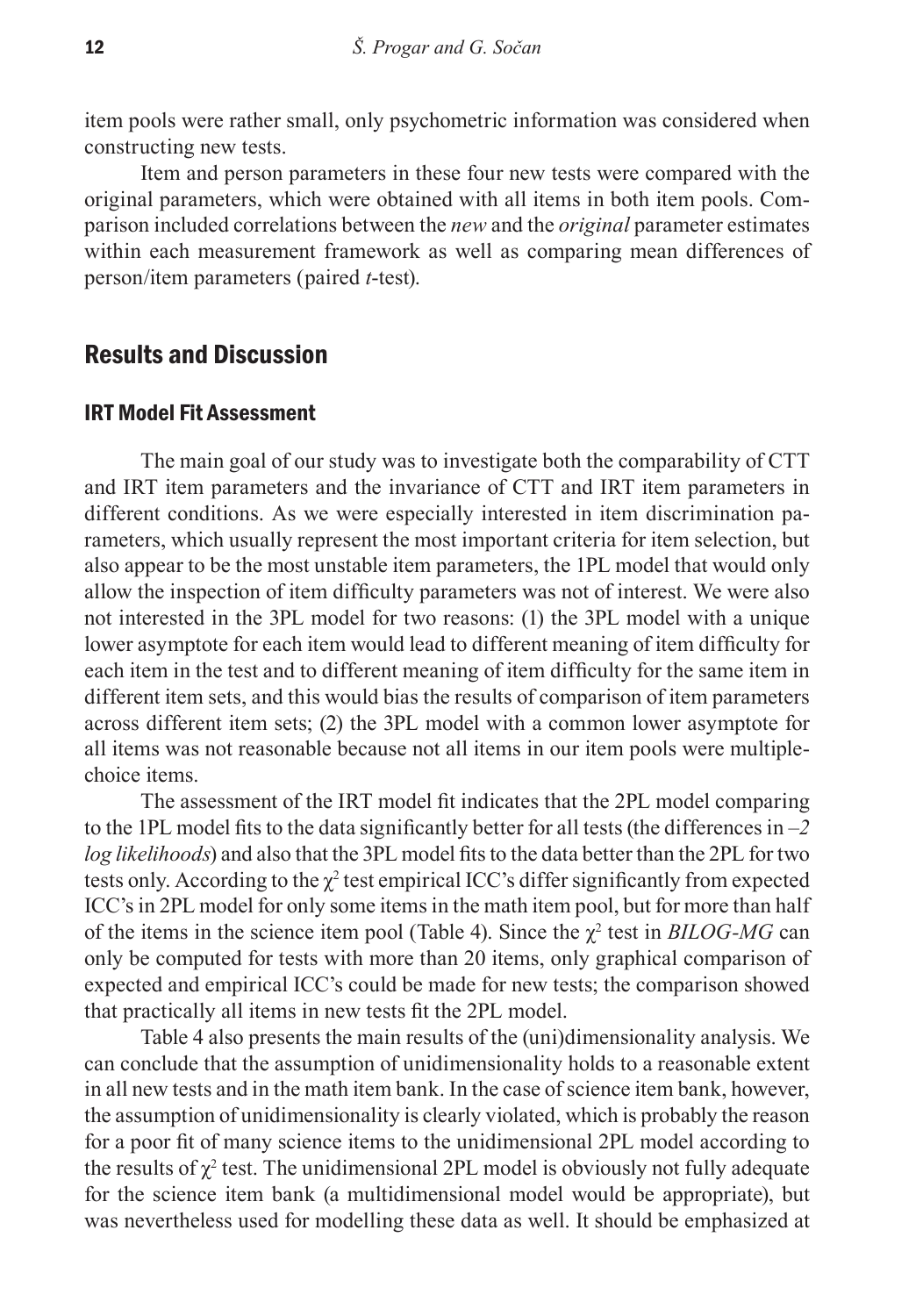item pools were rather small, only psychometric information was considered when constructing new tests.

Item and person parameters in these four new tests were compared with the original parameters, which were obtained with all items in both item pools. Comparison included correlations between the *new* and the *original* parameter estimates within each measurement framework as well as comparing mean differences of person/item parameters (paired *t*-test).

## Results and Discussion

### IRT Model Fit Assessment

The main goal of our study was to investigate both the comparability of CTT and IRT item parameters and the invariance of CTT and IRT item parameters in different conditions. As we were especially interested in item discrimination parameters, which usually represent the most important criteria for item selection, but also appear to be the most unstable item parameters, the 1PL model that would only allow the inspection of item difficulty parameters was not of interest. We were also not interested in the 3PL model for two reasons: (1) the 3PL model with a unique lower asymptote for each item would lead to different meaning of item difficulty for each item in the test and to different meaning of item difficulty for the same item in different item sets, and this would bias the results of comparison of item parameters across different item sets; (2) the 3PL model with a common lower asymptote for all items was not reasonable because not all items in our item pools were multiple-choice items.

The assessment of the IRT model fit indicates that the 2PL model comparing to the 1PL model fits to the data significantly better for all tests (the differences in *–2 log likelihoods*) and also that the 3PL model fits to the data better than the 2PL for two tests only. According to the $\chi^2$ test empirical ICC's differ significantly from expected ICC's in 2PL model for only some items in the math item pool, but for more than half of the items in the science item pool (Table 4). Since the $\chi^2$ test in *BILOG-MG* can only be computed for tests with more than 20 items, only graphical comparison of expected and empirical ICC's could be made for new tests; the comparison showed that practically all items in new tests fit the 2PL model.

Table 4 also presents the main results of the (uni)dimensionality analysis. We can conclude that the assumption of unidimensionality holds to a reasonable extent in all new tests and in the math item bank. In the case of science item bank, however, the assumption of unidimensionality is clearly violated, which is probably the reason for a poor fit of many science items to the unidimensional 2PL model according to the results of $\chi^2$ test. The unidimensional 2PL model is obviously not fully adequate for the science item bank (a multidimensional model would be appropriate), but was nevertheless used for modelling these data as well. It should be emphasized at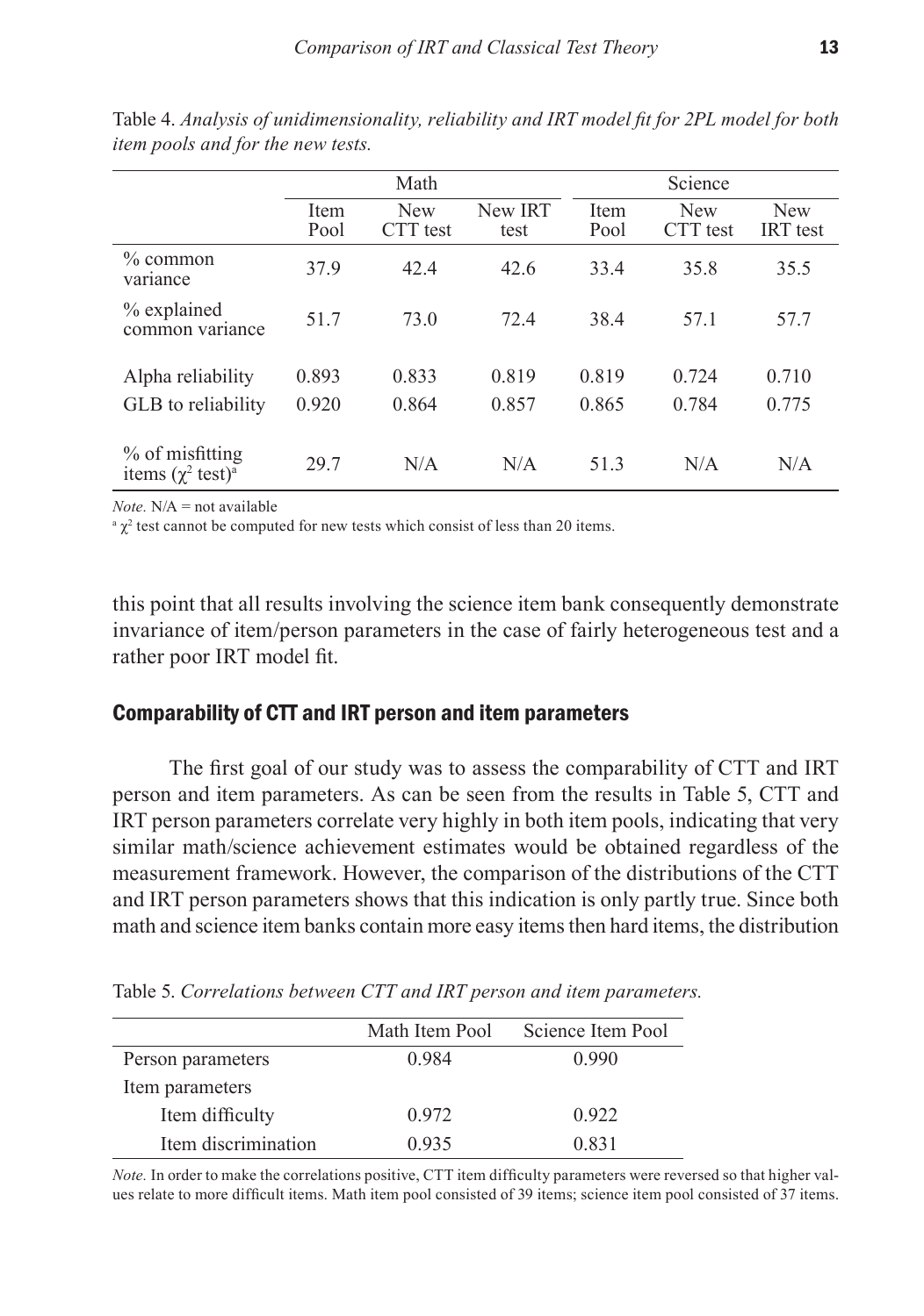Table 4. *Analysis of unidimensionality, reliability and IRT model fit for 2PL model for both item pools and for the new tests.*

| | Math | | | Science | | |
|---|---|---|---|---|---|---|
| | Item Pool | New CTT test | New IRT test | Item Pool | New CTT test | New IRT test |
| % common variance | 37.9 | 42.4 | 42.6 | 33.4 | 35.8 | 35.5 |
| % explained common variance | 51.7 | 73.0 | 72.4 | 38.4 | 57.1 | 57.7 |
| Alpha reliability | 0.893 | 0.833 | 0.819 | 0.819 | 0.724 | 0.710 |
| GLB to reliability | 0.920 | 0.864 | 0.857 | 0.865 | 0.784 | 0.775 |
| % of misfitting items ($\chi^2$ test)[a] | 29.7 | N/A | N/A | 51.3 | N/A | N/A |

*Note.* N/A = not available

[a] $\chi^2$ test cannot be computed for new tests which consist of less than 20 items.

this point that all results involving the science item bank consequently demonstrate invariance of item/person parameters in the case of fairly heterogeneous test and a rather poor IRT model fit.

## Comparability of CTT and IRT person and item parameters

The first goal of our study was to assess the comparability of CTT and IRT person and item parameters. As can be seen from the results in Table 5, CTT and IRT person parameters correlate very highly in both item pools, indicating that very similar math/science achievement estimates would be obtained regardless of the measurement framework. However, the comparison of the distributions of the CTT and IRT person parameters shows that this indication is only partly true. Since both math and science item banks contain more easy items then hard items, the distribution

Table 5. *Correlations between CTT and IRT person and item parameters.*

| | Math Item Pool | Science Item Pool |
|---|---|---|
| Person parameters | 0.984 | 0.990 |
| Item parameters | | |
| Item difficulty | 0.972 | 0.922 |
| Item discrimination | 0.935 | 0.831 |

*Note.* In order to make the correlations positive, CTT item difficulty parameters were reversed so that higher values relate to more difficult items. Math item pool consisted of 39 items; science item pool consisted of 37 items.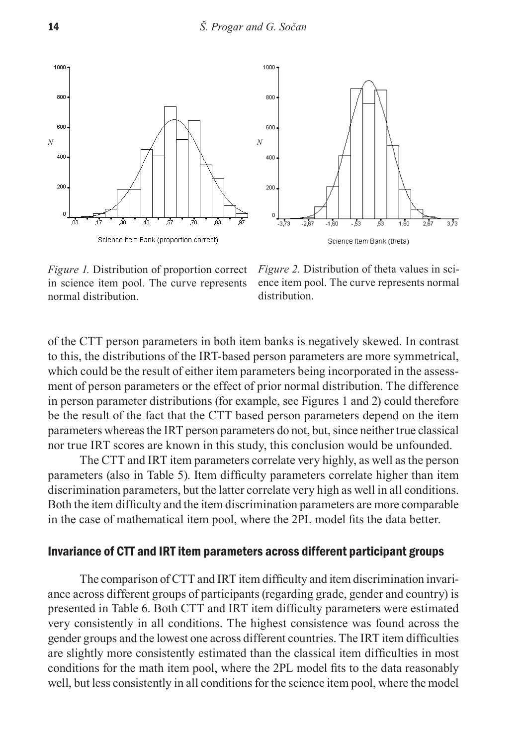*Figure 1.* Distribution of proportion correct in science item pool. The curve represents normal distribution.

*Figure 2.* Distribution of theta values in science item pool. The curve represents normal distribution.

of the CTT person parameters in both item banks is negatively skewed. In contrast to this, the distributions of the IRT-based person parameters are more symmetrical, which could be the result of either item parameters being incorporated in the assessment of person parameters or the effect of prior normal distribution. The difference in person parameter distributions (for example, see Figures 1 and 2) could therefore be the result of the fact that the CTT based person parameters depend on the item parameters whereas the IRT person parameters do not, but, since neither true classical nor true IRT scores are known in this study, this conclusion would be unfounded.

The CTT and IRT item parameters correlate very highly, as well as the person parameters (also in Table 5). Item difficulty parameters correlate higher than item discrimination parameters, but the latter correlate very high as well in all conditions. Both the item difficulty and the item discrimination parameters are more comparable in the case of mathematical item pool, where the 2PL model fits the data better.

## Invariance of CTT and IRT item parameters across different participant groups

The comparison of CTT and IRT item difficulty and item discrimination invariance across different groups of participants (regarding grade, gender and country) is presented in Table 6. Both CTT and IRT item difficulty parameters were estimated very consistently in all conditions. The highest consistence was found across the gender groups and the lowest one across different countries. The IRT item difficulties are slightly more consistently estimated than the classical item difficulties in most conditions for the math item pool, where the 2PL model fits to the data reasonably well, but less consistently in all conditions for the science item pool, where the model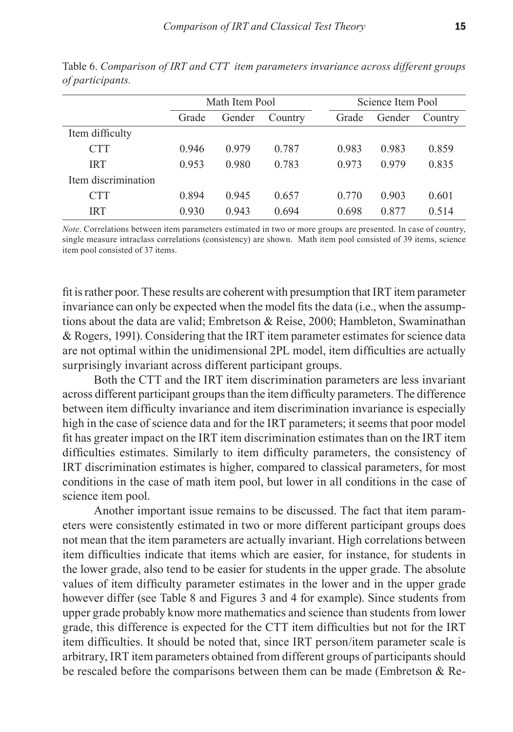Table 6. *Comparison of IRT and CTT item parameters invariance across different groups of participants.*

| | Math Item Pool | | | Science Item Pool | | |
|---|---|---|---|---|---|---|
| | Grade | Gender | Country | Grade | Gender | Country |
| Item difficulty | | | | | | |
| CTT | 0.946 | 0.979 | 0.787 | 0.983 | 0.983 | 0.859 |
| IRT | 0.953 | 0.980 | 0.783 | 0.973 | 0.979 | 0.835 |
| Item discrimination | | | | | | |
| CTT | 0.894 | 0.945 | 0.657 | 0.770 | 0.903 | 0.601 |
| IRT | 0.930 | 0.943 | 0.694 | 0.698 | 0.877 | 0.514 |

*Note*. Correlations between item parameters estimated in two or more groups are presented. In case of country, single measure intraclass correlations (consistency) are shown. Math item pool consisted of 39 items, science item pool consisted of 37 items.

fit is rather poor. These results are coherent with presumption that IRT item parameter invariance can only be expected when the model fits the data (i.e., when the assumptions about the data are valid; Embretson & Reise, 2000; Hambleton, Swaminathan & Rogers, 1991). Considering that the IRT item parameter estimates for science data are not optimal within the unidimensional 2PL model, item difficulties are actually surprisingly invariant across different participant groups.

Both the CTT and the IRT item discrimination parameters are less invariant across different participant groups than the item difficulty parameters. The difference between item difficulty invariance and item discrimination invariance is especially high in the case of science data and for the IRT parameters; it seems that poor model fit has greater impact on the IRT item discrimination estimates than on the IRT item difficulties estimates. Similarly to item difficulty parameters, the consistency of IRT discrimination estimates is higher, compared to classical parameters, for most conditions in the case of math item pool, but lower in all conditions in the case of science item pool.

Another important issue remains to be discussed. The fact that item parameters were consistently estimated in two or more different participant groups does not mean that the item parameters are actually invariant. High correlations between item difficulties indicate that items which are easier, for instance, for students in the lower grade, also tend to be easier for students in the upper grade. The absolute values of item difficulty parameter estimates in the lower and in the upper grade however differ (see Table 8 and Figures 3 and 4 for example). Since students from upper grade probably know more mathematics and science than students from lower grade, this difference is expected for the CTT item difficulties but not for the IRT item difficulties. It should be noted that, since IRT person/item parameter scale is arbitrary, IRT item parameters obtained from different groups of participants should be rescaled before the comparisons between them can be made (Embretson & Re-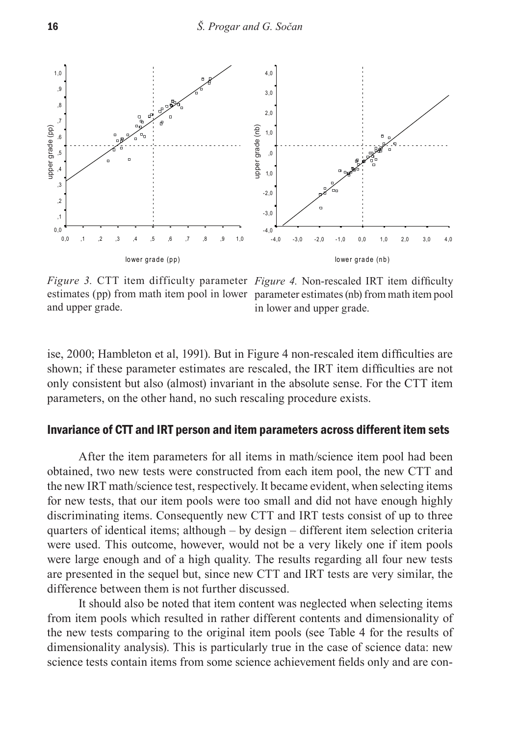*Figure 3.* CTT item difficulty parameter estimates (pp) from math item pool in lower and upper grade.

*Figure 4.* Non-rescaled IRT item difficulty parameter estimates (nb) from math item pool in lower and upper grade.

ise, 2000; Hambleton et al, 1991). But in Figure 4 non-rescaled item difficulties are shown; if these parameter estimates are rescaled, the IRT item difficulties are not only consistent but also (almost) invariant in the absolute sense. For the CTT item parameters, on the other hand, no such rescaling procedure exists.

## Invariance of CTT and IRT person and item parameters across different item sets

After the item parameters for all items in math/science item pool had been obtained, two new tests were constructed from each item pool, the new CTT and the new IRT math/science test, respectively. It became evident, when selecting items for new tests, that our item pools were too small and did not have enough highly discriminating items. Consequently new CTT and IRT tests consist of up to three quarters of identical items; although – by design – different item selection criteria were used. This outcome, however, would not be a very likely one if item pools were large enough and of a high quality. The results regarding all four new tests are presented in the sequel but, since new CTT and IRT tests are very similar, the difference between them is not further discussed.

It should also be noted that item content was neglected when selecting items from item pools which resulted in rather different contents and dimensionality of the new tests comparing to the original item pools (see Table 4 for the results of dimensionality analysis). This is particularly true in the case of science data: new science tests contain items from some science achievement fields only and are con-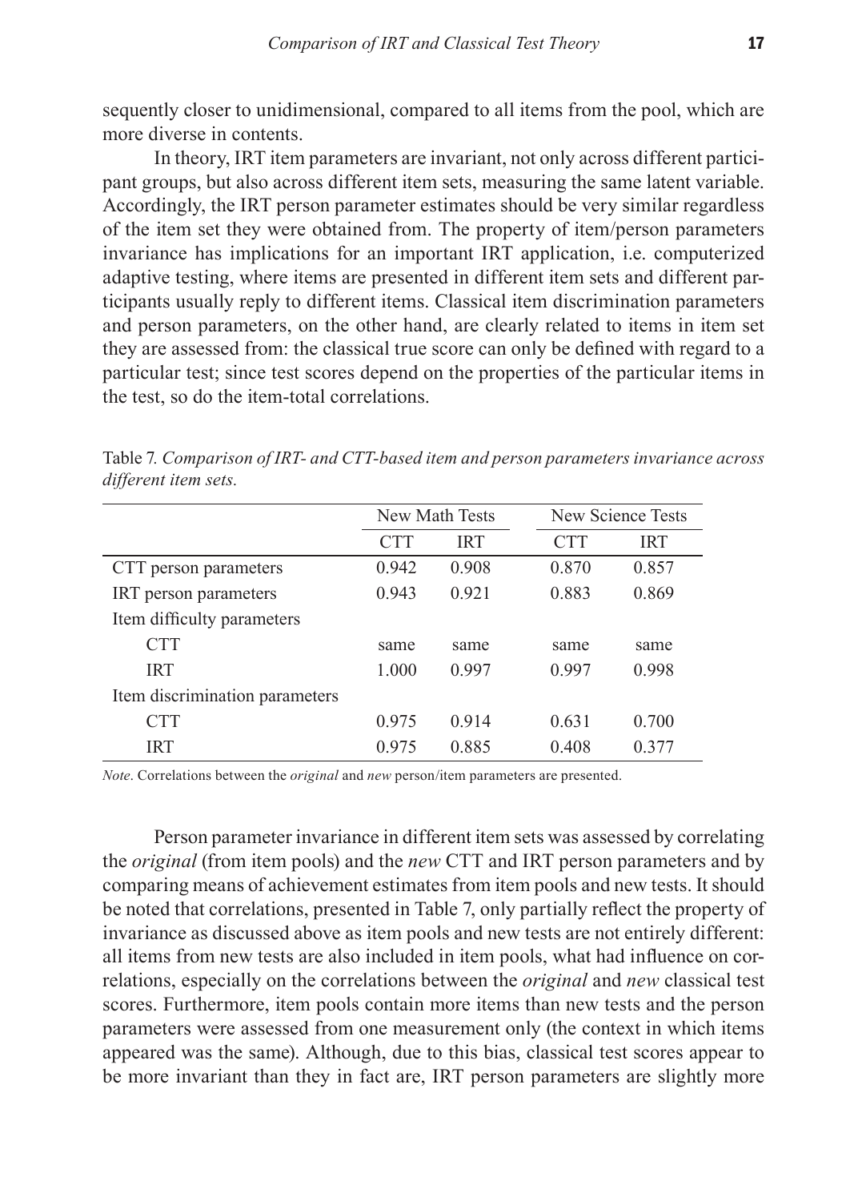sequently closer to unidimensional, compared to all items from the pool, which are more diverse in contents.

In theory, IRT item parameters are invariant, not only across different participant groups, but also across different item sets, measuring the same latent variable. Accordingly, the IRT person parameter estimates should be very similar regardless of the item set they were obtained from. The property of item/person parameters invariance has implications for an important IRT application, i.e. computerized adaptive testing, where items are presented in different item sets and different participants usually reply to different items. Classical item discrimination parameters and person parameters, on the other hand, are clearly related to items in item set they are assessed from: the classical true score can only be defined with regard to a particular test; since test scores depend on the properties of the particular items in the test, so do the item-total correlations.

Table 7. *Comparison of IRT- and CTT-based item and person parameters invariance across different item sets.*

| | New Math Tests | | New Science Tests | |
|---|---|---|---|---|
| | CTT | IRT | CTT | IRT |
| CTT person parameters | 0.942 | 0.908 | 0.870 | 0.857 |
| IRT person parameters | 0.943 | 0.921 | 0.883 | 0.869 |
| Item difficulty parameters | | | | |
| CTT | same | same | same | same |
| IRT | 1.000 | 0.997 | 0.997 | 0.998 |
| Item discrimination parameters | | | | |
| CTT | 0.975 | 0.914 | 0.631 | 0.700 |
| IRT | 0.975 | 0.885 | 0.408 | 0.377 |

*Note*. Correlations between the *original* and *new* person/item parameters are presented.

Person parameter invariance in different item sets was assessed by correlating the *original* (from item pools) and the *new* CTT and IRT person parameters and by comparing means of achievement estimates from item pools and new tests. It should be noted that correlations, presented in Table 7, only partially reflect the property of invariance as discussed above as item pools and new tests are not entirely different: all items from new tests are also included in item pools, what had influence on correlations, especially on the correlations between the *original* and *new* classical test scores. Furthermore, item pools contain more items than new tests and the person parameters were assessed from one measurement only (the context in which items appeared was the same). Although, due to this bias, classical test scores appear to be more invariant than they in fact are, IRT person parameters are slightly more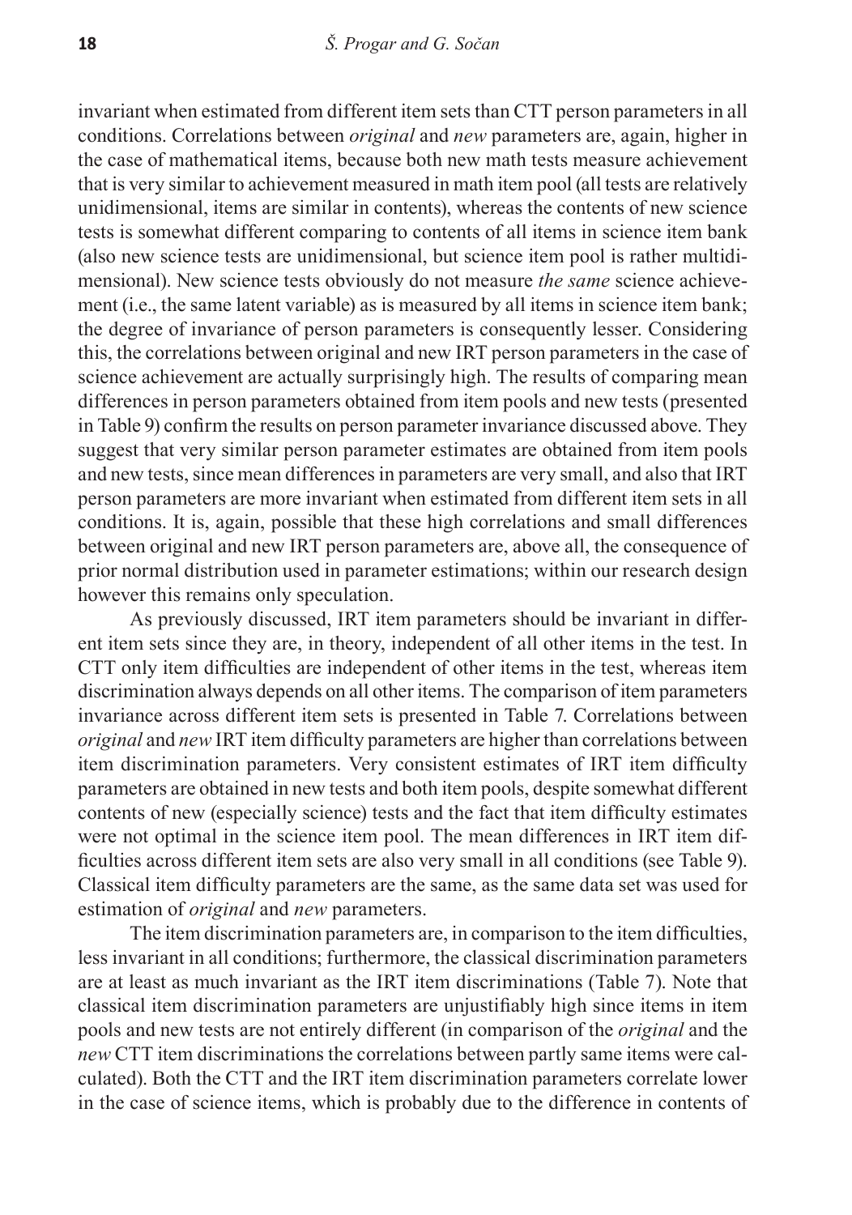invariant when estimated from different item sets than CTT person parameters in all conditions. Correlations between *original* and *new* parameters are, again, higher in the case of mathematical items, because both new math tests measure achievement that is very similar to achievement measured in math item pool (all tests are relatively unidimensional, items are similar in contents), whereas the contents of new science tests is somewhat different comparing to contents of all items in science item bank (also new science tests are unidimensional, but science item pool is rather multidimensional). New science tests obviously do not measure *the same* science achievement (i.e., the same latent variable) as is measured by all items in science item bank; the degree of invariance of person parameters is consequently lesser. Considering this, the correlations between original and new IRT person parameters in the case of science achievement are actually surprisingly high. The results of comparing mean differences in person parameters obtained from item pools and new tests (presented in Table 9) confirm the results on person parameter invariance discussed above. They suggest that very similar person parameter estimates are obtained from item pools and new tests, since mean differences in parameters are very small, and also that IRT person parameters are more invariant when estimated from different item sets in all conditions. It is, again, possible that these high correlations and small differences between original and new IRT person parameters are, above all, the consequence of prior normal distribution used in parameter estimations; within our research design however this remains only speculation.

As previously discussed, IRT item parameters should be invariant in different item sets since they are, in theory, independent of all other items in the test. In CTT only item difficulties are independent of other items in the test, whereas item discrimination always depends on all other items. The comparison of item parameters invariance across different item sets is presented in Table 7. Correlations between *original* and *new* IRT item difficulty parameters are higher than correlations between item discrimination parameters. Very consistent estimates of IRT item difficulty parameters are obtained in new tests and both item pools, despite somewhat different contents of new (especially science) tests and the fact that item difficulty estimates were not optimal in the science item pool. The mean differences in IRT item difficulties across different item sets are also very small in all conditions (see Table 9). Classical item difficulty parameters are the same, as the same data set was used for estimation of *original* and *new* parameters.

The item discrimination parameters are, in comparison to the item difficulties, less invariant in all conditions; furthermore, the classical discrimination parameters are at least as much invariant as the IRT item discriminations (Table 7). Note that classical item discrimination parameters are unjustifiably high since items in item pools and new tests are not entirely different (in comparison of the *original* and the *new* CTT item discriminations the correlations between partly same items were calculated). Both the CTT and the IRT item discrimination parameters correlate lower in the case of science items, which is probably due to the difference in contents of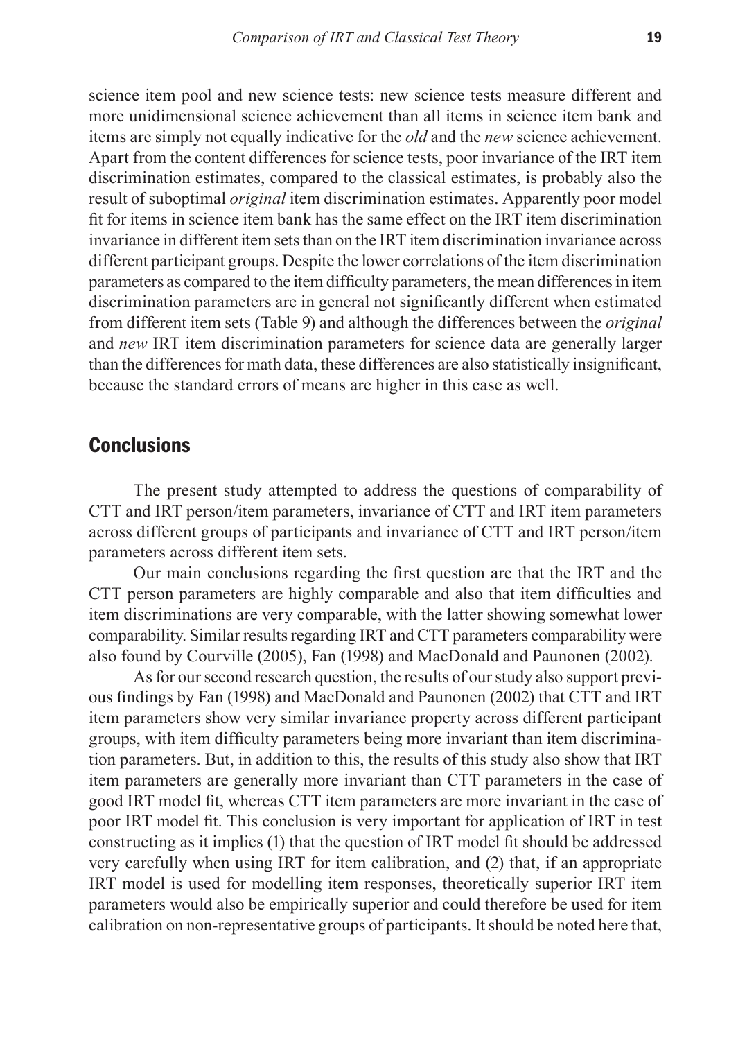science item pool and new science tests: new science tests measure different and more unidimensional science achievement than all items in science item bank and items are simply not equally indicative for the *old* and the *new* science achievement. Apart from the content differences for science tests, poor invariance of the IRT item discrimination estimates, compared to the classical estimates, is probably also the result of suboptimal *original* item discrimination estimates. Apparently poor model fit for items in science item bank has the same effect on the IRT item discrimination invariance in different item sets than on the IRT item discrimination invariance across different participant groups. Despite the lower correlations of the item discrimination parameters as compared to the item difficulty parameters, the mean differences in item discrimination parameters are in general not significantly different when estimated from different item sets (Table 9) and although the differences between the *original* and *new* IRT item discrimination parameters for science data are generally larger than the differences for math data, these differences are also statistically insignificant, because the standard errors of means are higher in this case as well.

## Conclusions

The present study attempted to address the questions of comparability of CTT and IRT person/item parameters, invariance of CTT and IRT item parameters across different groups of participants and invariance of CTT and IRT person/item parameters across different item sets.

Our main conclusions regarding the first question are that the IRT and the CTT person parameters are highly comparable and also that item difficulties and item discriminations are very comparable, with the latter showing somewhat lower comparability. Similar results regarding IRT and CTT parameters comparability were also found by Courville (2005), Fan (1998) and MacDonald and Paunonen (2002).

As for our second research question, the results of our study also support previous findings by Fan (1998) and MacDonald and Paunonen (2002) that CTT and IRT item parameters show very similar invariance property across different participant groups, with item difficulty parameters being more invariant than item discrimination parameters. But, in addition to this, the results of this study also show that IRT item parameters are generally more invariant than CTT parameters in the case of good IRT model fit, whereas CTT item parameters are more invariant in the case of poor IRT model fit. This conclusion is very important for application of IRT in test constructing as it implies (1) that the question of IRT model fit should be addressed very carefully when using IRT for item calibration, and (2) that, if an appropriate IRT model is used for modelling item responses, theoretically superior IRT item parameters would also be empirically superior and could therefore be used for item calibration on non-representative groups of participants. It should be noted here that,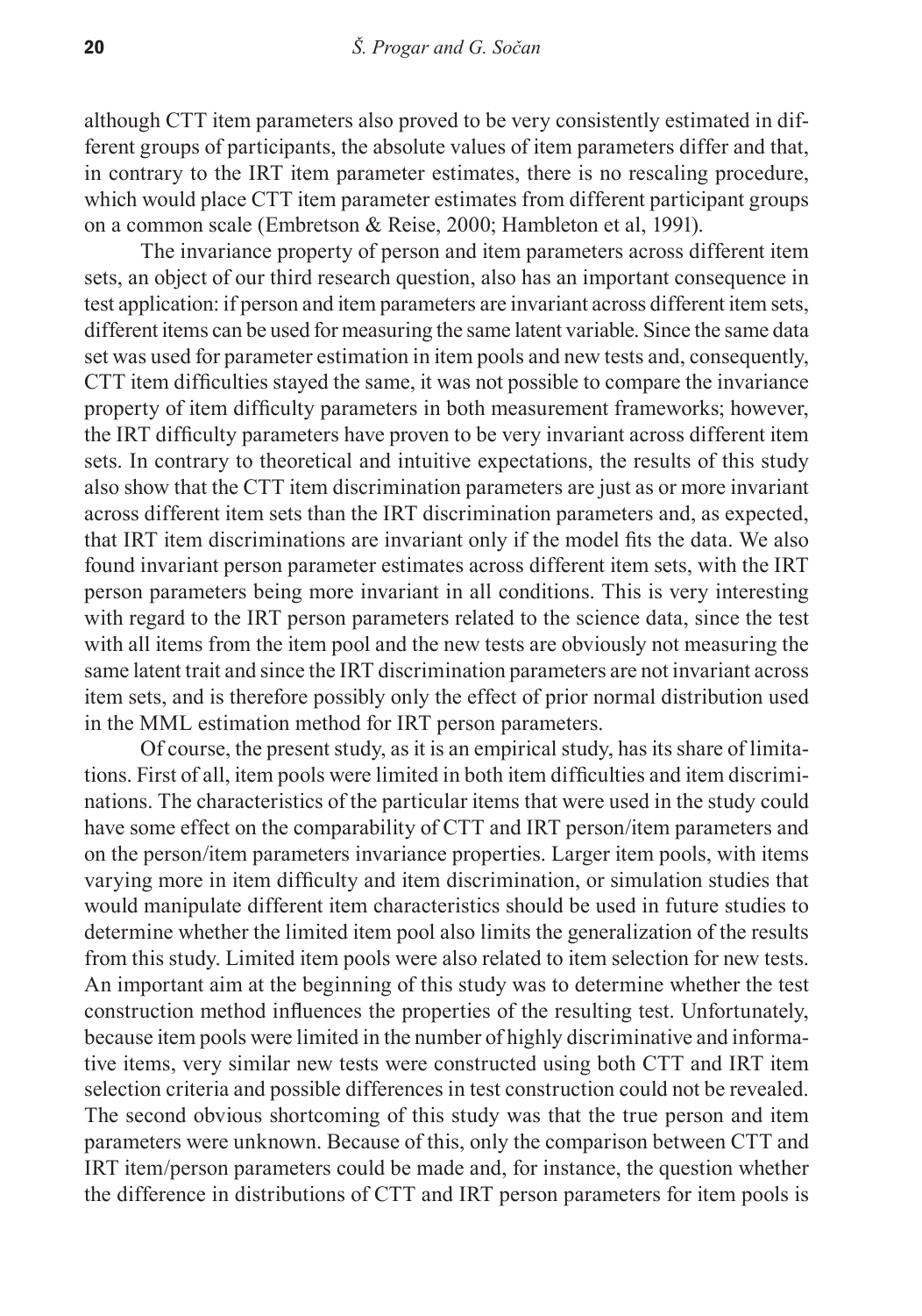although CTT item parameters also proved to be very consistently estimated in different groups of participants, the absolute values of item parameters differ and that, in contrary to the IRT item parameter estimates, there is no rescaling procedure, which would place CTT item parameter estimates from different participant groups on a common scale (Embretson & Reise, 2000; Hambleton et al, 1991).

The invariance property of person and item parameters across different item sets, an object of our third research question, also has an important consequence in test application: if person and item parameters are invariant across different item sets, different items can be used for measuring the same latent variable. Since the same data set was used for parameter estimation in item pools and new tests and, consequently, CTT item difficulties stayed the same, it was not possible to compare the invariance property of item difficulty parameters in both measurement frameworks; however, the IRT difficulty parameters have proven to be very invariant across different item sets. In contrary to theoretical and intuitive expectations, the results of this study also show that the CTT item discrimination parameters are just as or more invariant across different item sets than the IRT discrimination parameters and, as expected, that IRT item discriminations are invariant only if the model fits the data. We also found invariant person parameter estimates across different item sets, with the IRT person parameters being more invariant in all conditions. This is very interesting with regard to the IRT person parameters related to the science data, since the test with all items from the item pool and the new tests are obviously not measuring the same latent trait and since the IRT discrimination parameters are not invariant across item sets, and is therefore possibly only the effect of prior normal distribution used in the MML estimation method for IRT person parameters.

Of course, the present study, as it is an empirical study, has its share of limitations. First of all, item pools were limited in both item difficulties and item discriminations. The characteristics of the particular items that were used in the study could have some effect on the comparability of CTT and IRT person/item parameters and on the person/item parameters invariance properties. Larger item pools, with items varying more in item difficulty and item discrimination, or simulation studies that would manipulate different item characteristics should be used in future studies to determine whether the limited item pool also limits the generalization of the results from this study. Limited item pools were also related to item selection for new tests. An important aim at the beginning of this study was to determine whether the test construction method influences the properties of the resulting test. Unfortunately, because item pools were limited in the number of highly discriminative and informative items, very similar new tests were constructed using both CTT and IRT item selection criteria and possible differences in test construction could not be revealed. The second obvious shortcoming of this study was that the true person and item parameters were unknown. Because of this, only the comparison between CTT and IRT item/person parameters could be made and, for instance, the question whether the difference in distributions of CTT and IRT person parameters for item pools is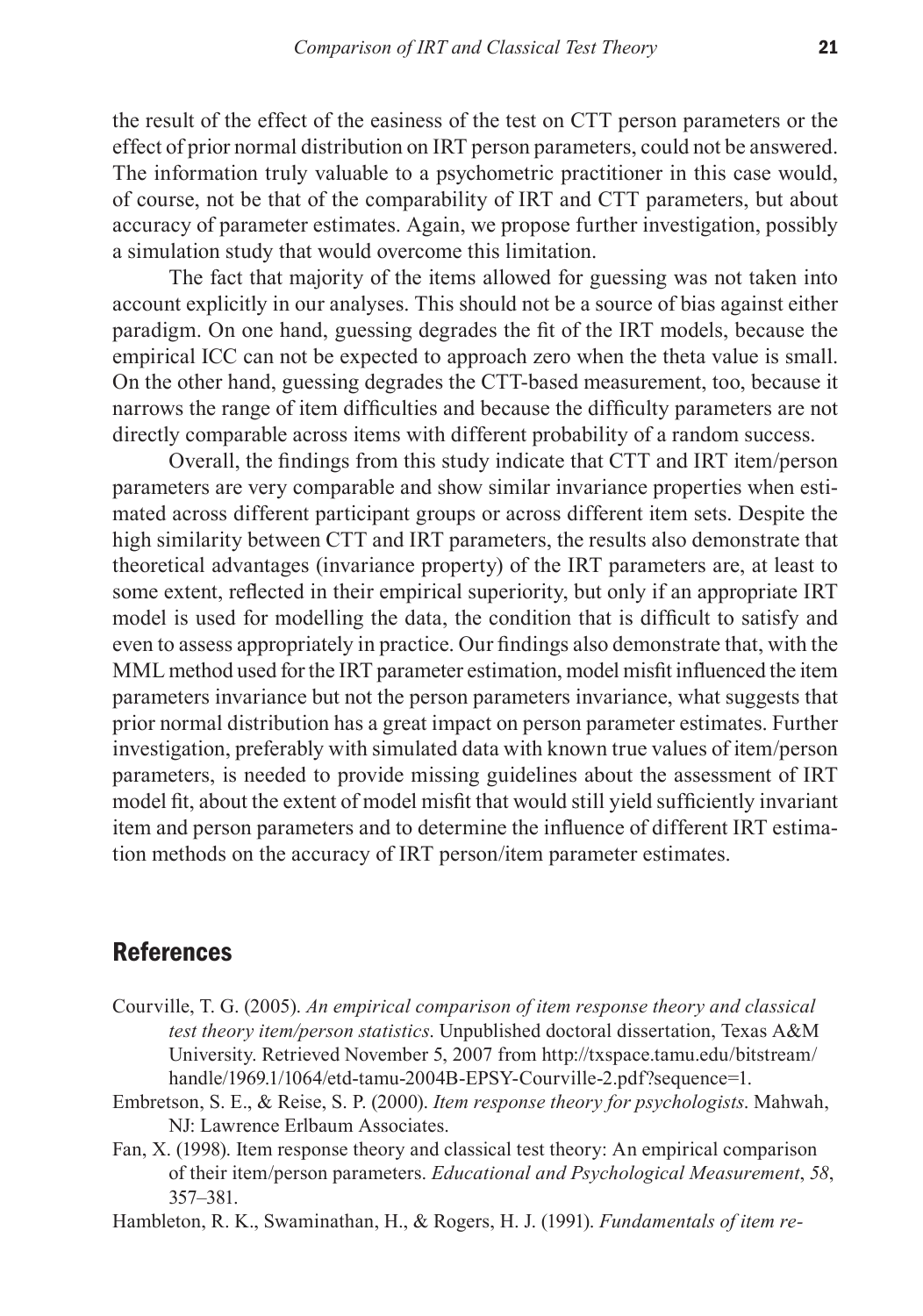the result of the effect of the easiness of the test on CTT person parameters or the effect of prior normal distribution on IRT person parameters, could not be answered. The information truly valuable to a psychometric practitioner in this case would, of course, not be that of the comparability of IRT and CTT parameters, but about accuracy of parameter estimates. Again, we propose further investigation, possibly a simulation study that would overcome this limitation.

The fact that majority of the items allowed for guessing was not taken into account explicitly in our analyses. This should not be a source of bias against either paradigm. On one hand, guessing degrades the fit of the IRT models, because the empirical ICC can not be expected to approach zero when the theta value is small. On the other hand, guessing degrades the CTT-based measurement, too, because it narrows the range of item difficulties and because the difficulty parameters are not directly comparable across items with different probability of a random success.

Overall, the findings from this study indicate that CTT and IRT item/person parameters are very comparable and show similar invariance properties when estimated across different participant groups or across different item sets. Despite the high similarity between CTT and IRT parameters, the results also demonstrate that theoretical advantages (invariance property) of the IRT parameters are, at least to some extent, reflected in their empirical superiority, but only if an appropriate IRT model is used for modelling the data, the condition that is difficult to satisfy and even to assess appropriately in practice. Our findings also demonstrate that, with the MML method used for the IRT parameter estimation, model misfit influenced the item parameters invariance but not the person parameters invariance, what suggests that prior normal distribution has a great impact on person parameter estimates. Further investigation, preferably with simulated data with known true values of item/person parameters, is needed to provide missing guidelines about the assessment of IRT model fit, about the extent of model misfit that would still yield sufficiently invariant item and person parameters and to determine the influence of different IRT estimation methods on the accuracy of IRT person/item parameter estimates.

## References

Courville, T. G. (2005). *An empirical comparison of item response theory and classical test theory item/person statistics*. Unpublished doctoral dissertation, Texas A&M University. Retrieved November 5, 2007 from http://txspace.tamu.edu/bitstream/handle/1969.1/1064/etd-tamu-2004B-EPSY-Courville-2.pdf?sequence=1.

Embretson, S. E., & Reise, S. P. (2000). *Item response theory for psychologists*. Mahwah, NJ: Lawrence Erlbaum Associates.

Fan, X. (1998). Item response theory and classical test theory: An empirical comparison of their item/person parameters. *Educational and Psychological Measurement*, *58*, 357–381.

Hambleton, R. K., Swaminathan, H., & Rogers, H. J. (1991). *Fundamentals of item re-*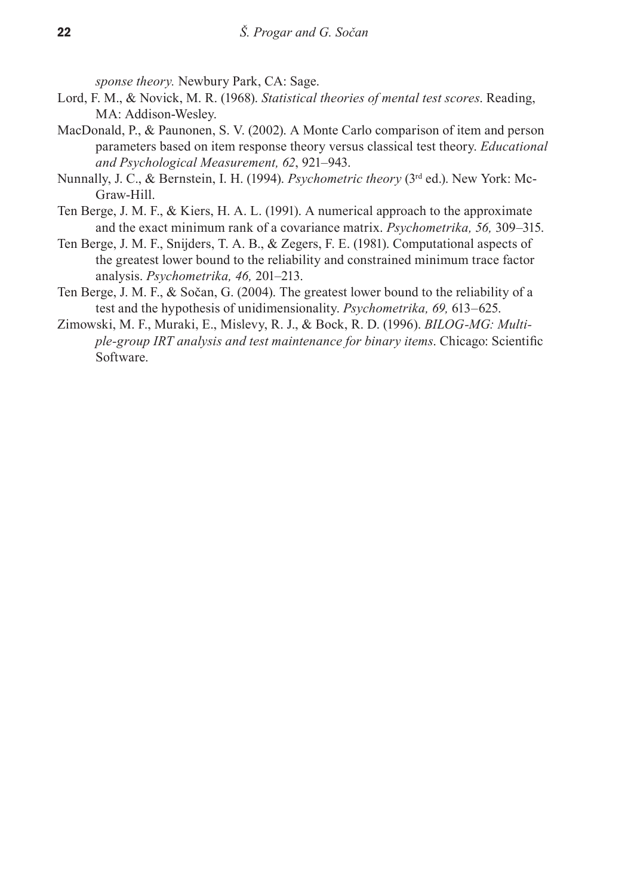*sponse theory.* Newbury Park, CA: Sage.

Lord, F. M., & Novick, M. R. (1968). *Statistical theories of mental test scores*. Reading, MA: Addison-Wesley.

MacDonald, P., & Paunonen, S. V. (2002). A Monte Carlo comparison of item and person parameters based on item response theory versus classical test theory. *Educational and Psychological Measurement, 62*, 921–943.

Nunnally, J. C., & Bernstein, I. H. (1994). *Psychometric theory* (3rd ed.). New York: McGraw-Hill.

Ten Berge, J. M. F., & Kiers, H. A. L. (1991). A numerical approach to the approximate and the exact minimum rank of a covariance matrix. *Psychometrika, 56,* 309–315.

Ten Berge, J. M. F., Snijders, T. A. B., & Zegers, F. E. (1981). Computational aspects of the greatest lower bound to the reliability and constrained minimum trace factor analysis. *Psychometrika, 46,* 201–213.

Ten Berge, J. M. F., & Sočan, G. (2004). The greatest lower bound to the reliability of a test and the hypothesis of unidimensionality. *Psychometrika, 69,* 613–625.

Zimowski, M. F., Muraki, E., Mislevy, R. J., & Bock, R. D. (1996). *BILOG-MG: Multiple-group IRT analysis and test maintenance for binary items*. Chicago: Scientific Software.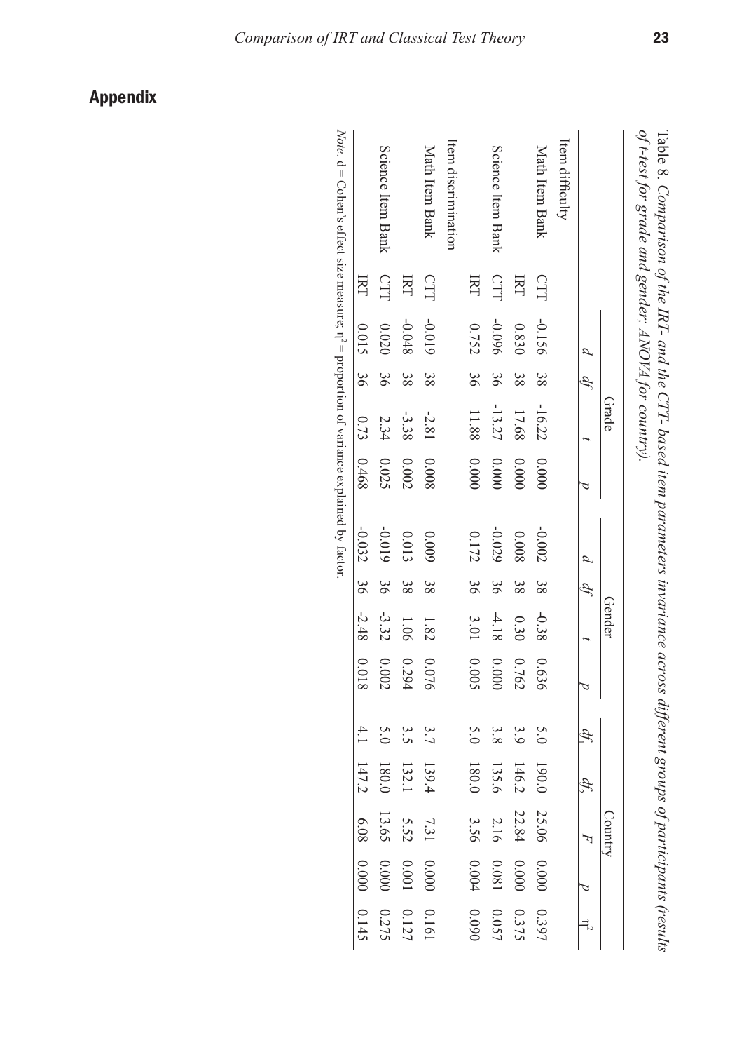## Appendix

Table 8. *Comparison of the IRT- and the CTT- based item parameters invariance across different groups of participants (results of t-test for grade and gender; ANOVA for country).*

| | | Grade | | | | Gender | | | | Country | | | | |
|---|---|---|---|---|---|---|---|---|---|---|---|---|---|---|
| | | *d* | *df* | *t* | *p* | *d* | *df* | *t* | *p* | $df_1$ | $df_2$ | *F* | *p* | $\eta^2$ |
| Item difficulty | | | | | | | | | | | | | | |
| Math Item Bank | CTT | -0.156 | 38 | -16.22 | 0.000 | -0.002 | 38 | -0.38 | 0.636 | 5.0 | 190.0 | 25.06 | 0.000 | 0.397 |
| | IRT | 0.830 | 38 | 17.68 | 0.000 | 0.008 | 38 | 0.30 | 0.762 | 3.9 | 146.2 | 22.84 | 0.000 | 0.375 |
| Science Item Bank | CTT | -0.096 | 36 | -13.27 | 0.000 | -0.029 | 36 | -4.18 | 0.000 | 3.8 | 135.6 | 2.16 | 0.081 | 0.057 |
| | IRT | 0.752 | 36 | 11.88 | 0.000 | 0.172 | 36 | 3.01 | 0.005 | 5.0 | 180.0 | 3.56 | 0.004 | 0.090 |
| Item discrimination | | | | | | | | | | | | | | |
| Math Item Bank | CTT | -0.019 | 38 | -2.81 | 0.008 | 0.009 | 38 | 1.82 | 0.076 | 3.7 | 139.4 | 7.31 | 0.000 | 0.161 |
| | IRT | -0.048 | 38 | -3.38 | 0.002 | 0.013 | 38 | 1.06 | 0.294 | 3.5 | 132.1 | 5.52 | 0.001 | 0.127 |
| Science Item Bank | CTT | 0.020 | 36 | 2.34 | 0.025 | -0.019 | 36 | -3.32 | 0.002 | 5.0 | 180.0 | 13.65 | 0.000 | 0.275 |
| | IRT | 0.015 | 36 | 0.73 | 0.468 | -0.032 | 36 | -2.48 | 0.018 | 4.1 | 147.2 | 6.08 | 0.000 | 0.145 |

*Note.* d = Cohen's effect size measure; $\eta^2$ = proportion of variance explained by factor.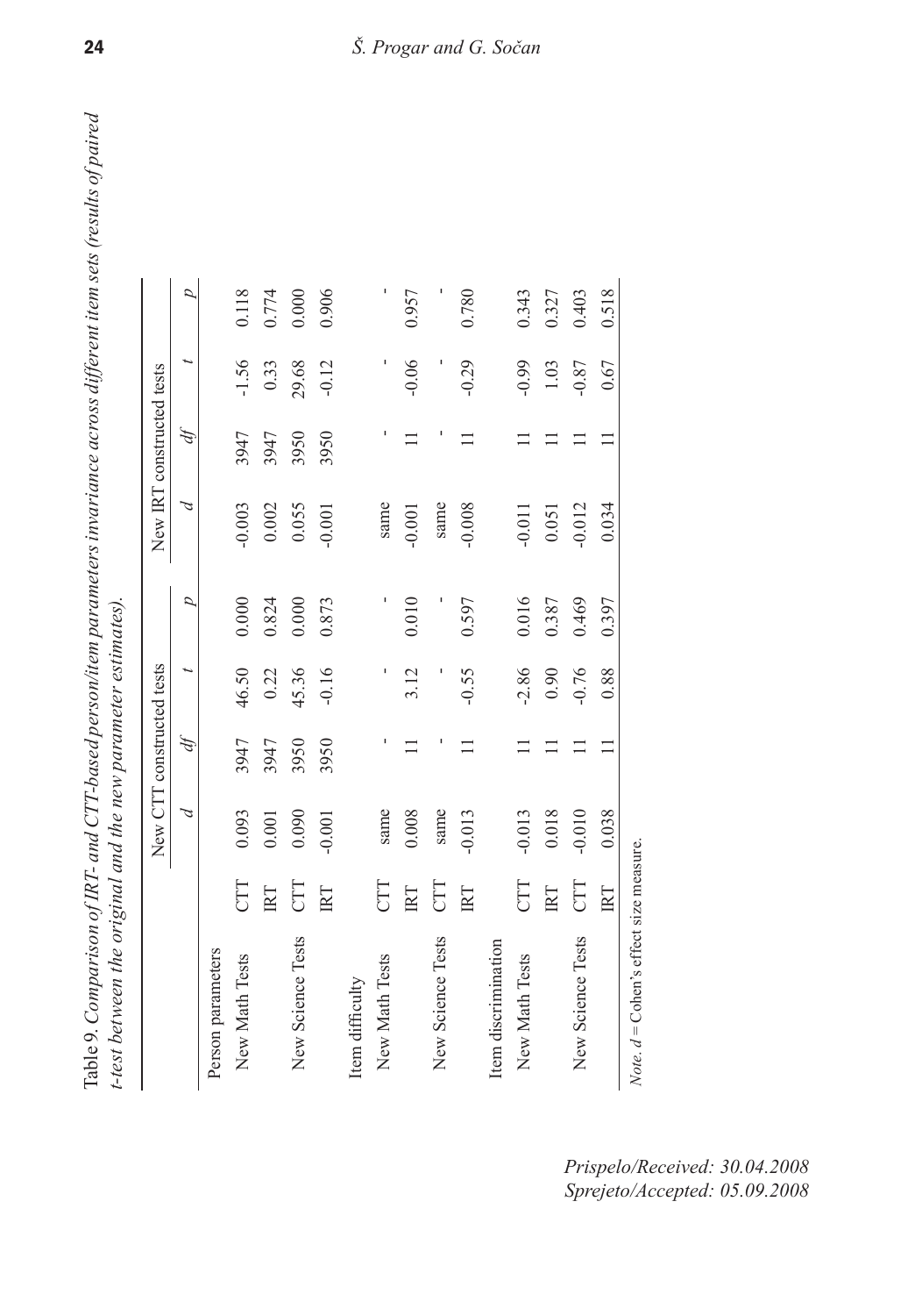Table 9. *Comparison of IRT- and CTT-based person/item parameters invariance across different item sets (results of paired t-test between the original and the new parameter estimates).*

| | | New CTT constructed tests | | | | New IRT constructed tests | | | |
|---|---|---|---|---|---|---|---|---|---|
| | | *d* | *df* | *t* | *p* | *d* | *df* | *t* | *p* |
| Person parameters | | | | | | | | | |
| New Math Tests | CTT | 0.093 | 3947 | 46.50 | 0.000 | -0.003 | 3947 | -1.56 | 0.118 |
| | IRT | 0.001 | 3947 | 0.22 | 0.824 | 0.002 | 3947 | 0.33 | 0.774 |
| New Science Tests | CTT | 0.090 | 3950 | 45.36 | 0.000 | 0.055 | 3950 | 29.68 | 0.000 |
| | IRT | -0.001 | 3950 | -0.16 | 0.873 | -0.001 | 3950 | -0.12 | 0.906 |
| Item difficulty | | | | | | | | | |
| New Math Tests | CTT | same | - | - | - | same | - | - | - |
| | IRT | 0.008 | 11 | 3.12 | 0.010 | -0.001 | 11 | -0.06 | 0.957 |
| New Science Tests | CTT | same | - | - | - | same | - | - | - |
| | IRT | -0.013 | 11 | -0.55 | 0.597 | -0.008 | 11 | -0.29 | 0.780 |
| Item discrimination | | | | | | | | | |
| New Math Tests | CTT | -0.013 | 11 | -2.86 | 0.016 | -0.011 | 11 | -0.99 | 0.343 |
| | IRT | 0.018 | 11 | 0.90 | 0.387 | 0.051 | 11 | 1.03 | 0.327 |
| New Science Tests | CTT | -0.010 | 11 | -0.76 | 0.469 | -0.012 | 11 | -0.87 | 0.403 |
| | IRT | 0.038 | 11 | 0.88 | 0.397 | 0.034 | 11 | 0.67 | 0.518 |

*Note*. *d* = Cohen's effect size measure.

*Prispelo/Received: 30.04.2008*
*Sprejeto/Accepted: 05.09.2008*